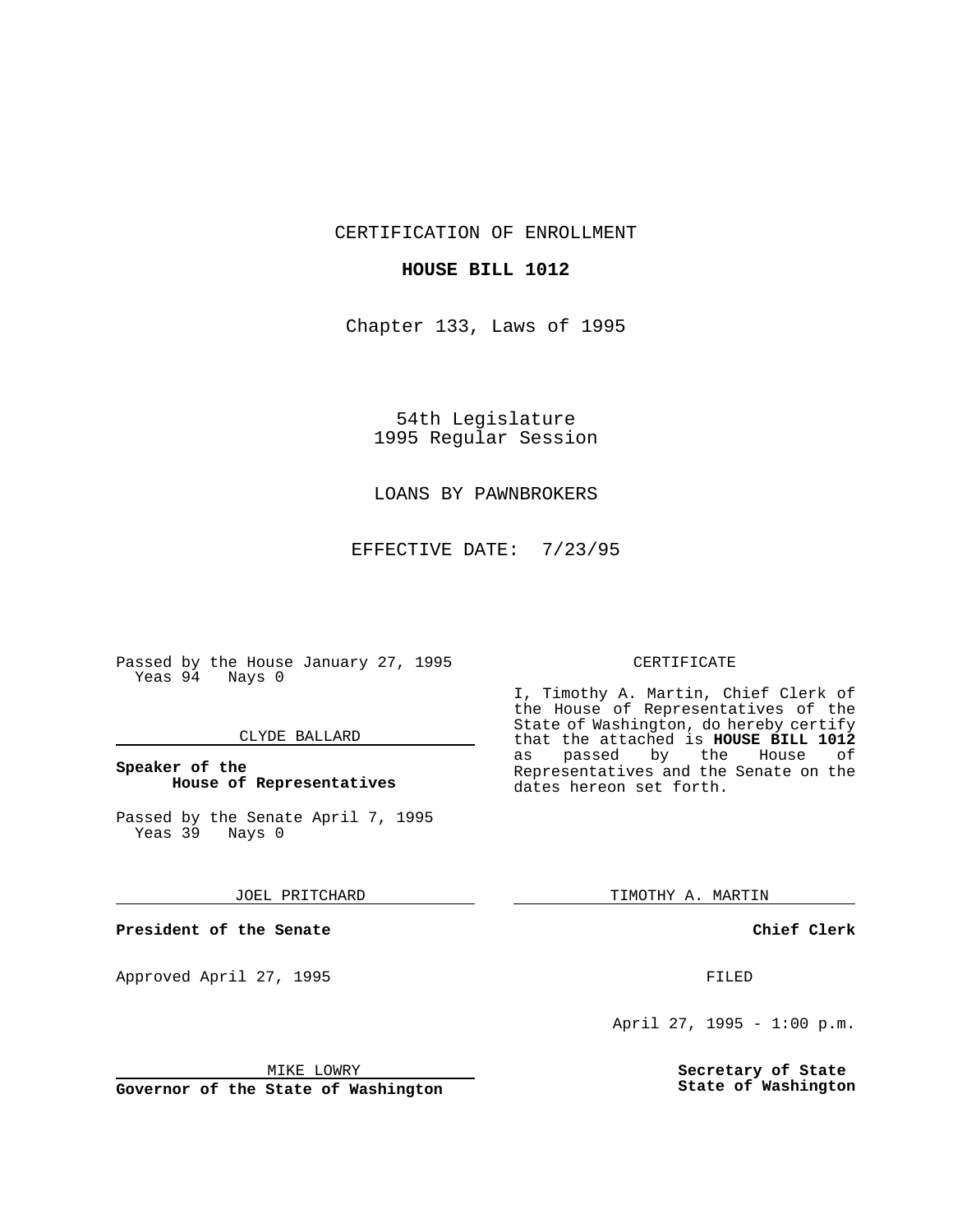CERTIFICATION OF ENROLLMENT

**HOUSE BILL 1012**

Chapter 133, Laws of 1995

54th Legislature
1995 Regular Session

LOANS BY PAWNBROKERS

EFFECTIVE DATE: 7/23/95

Passed by the House January 27, 1995
Yeas 94 Nays 0

CLYDE BALLARD

**Speaker of the House of Representatives**

Passed by the Senate April 7, 1995
Yeas 39 Nays 0

JOEL PRITCHARD

**President of the Senate**

Approved April 27, 1995

MIKE LOWRY

**Governor of the State of Washington**

CERTIFICATE

I, Timothy A. Martin, Chief Clerk of the House of Representatives of the State of Washington, do hereby certify that the attached is **HOUSE BILL 1012** as passed by the House of Representatives and the Senate on the dates hereon set forth.

TIMOTHY A. MARTIN

**Chief Clerk**

FILED

April 27, 1995 - 1:00 p.m.

**Secretary of State**
**State of Washington**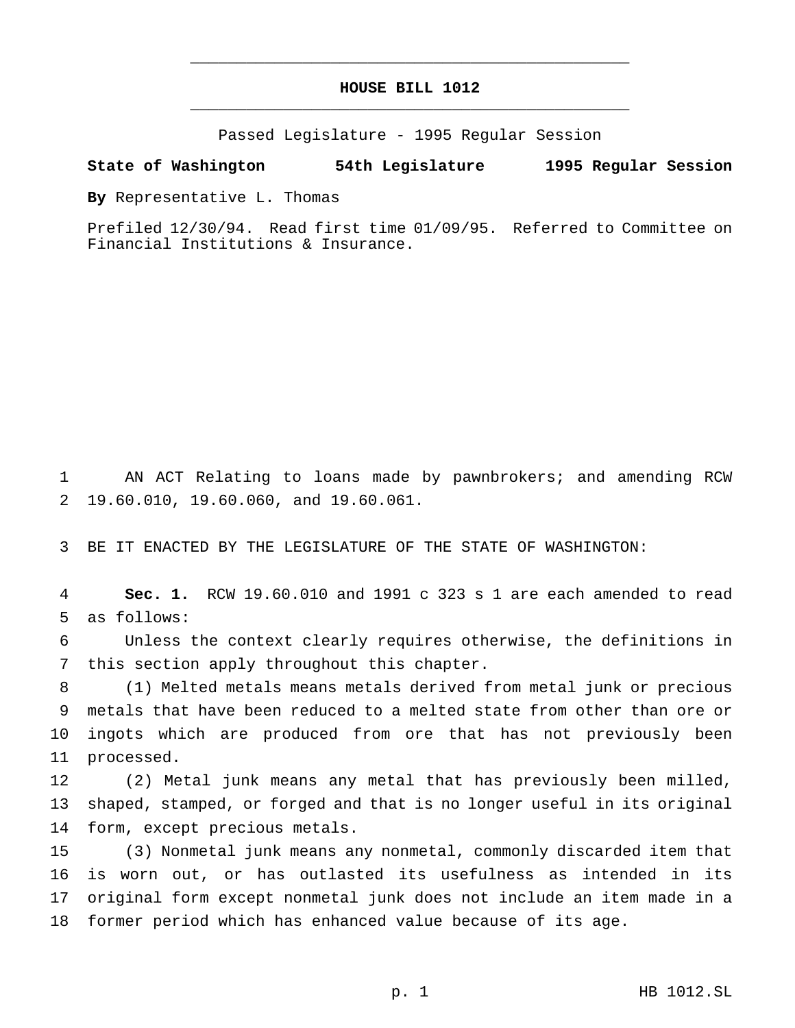# HOUSE BILL 1012

Passed Legislature - 1995 Regular Session

**State of Washington 54th Legislature 1995 Regular Session**

**By** Representative L. Thomas

Prefiled 12/30/94. Read first time 01/09/95. Referred to Committee on Financial Institutions & Insurance.

AN ACT Relating to loans made by pawnbrokers; and amending RCW 19.60.010, 19.60.060, and 19.60.061.

BE IT ENACTED BY THE LEGISLATURE OF THE STATE OF WASHINGTON:

**Sec. 1.** RCW 19.60.010 and 1991 c 323 s 1 are each amended to read as follows:

Unless the context clearly requires otherwise, the definitions in this section apply throughout this chapter.

(1) Melted metals means metals derived from metal junk or precious metals that have been reduced to a melted state from other than ore or ingots which are produced from ore that has not previously been processed.

(2) Metal junk means any metal that has previously been milled, shaped, stamped, or forged and that is no longer useful in its original form, except precious metals.

(3) Nonmetal junk means any nonmetal, commonly discarded item that is worn out, or has outlasted its usefulness as intended in its original form except nonmetal junk does not include an item made in a former period which has enhanced value because of its age.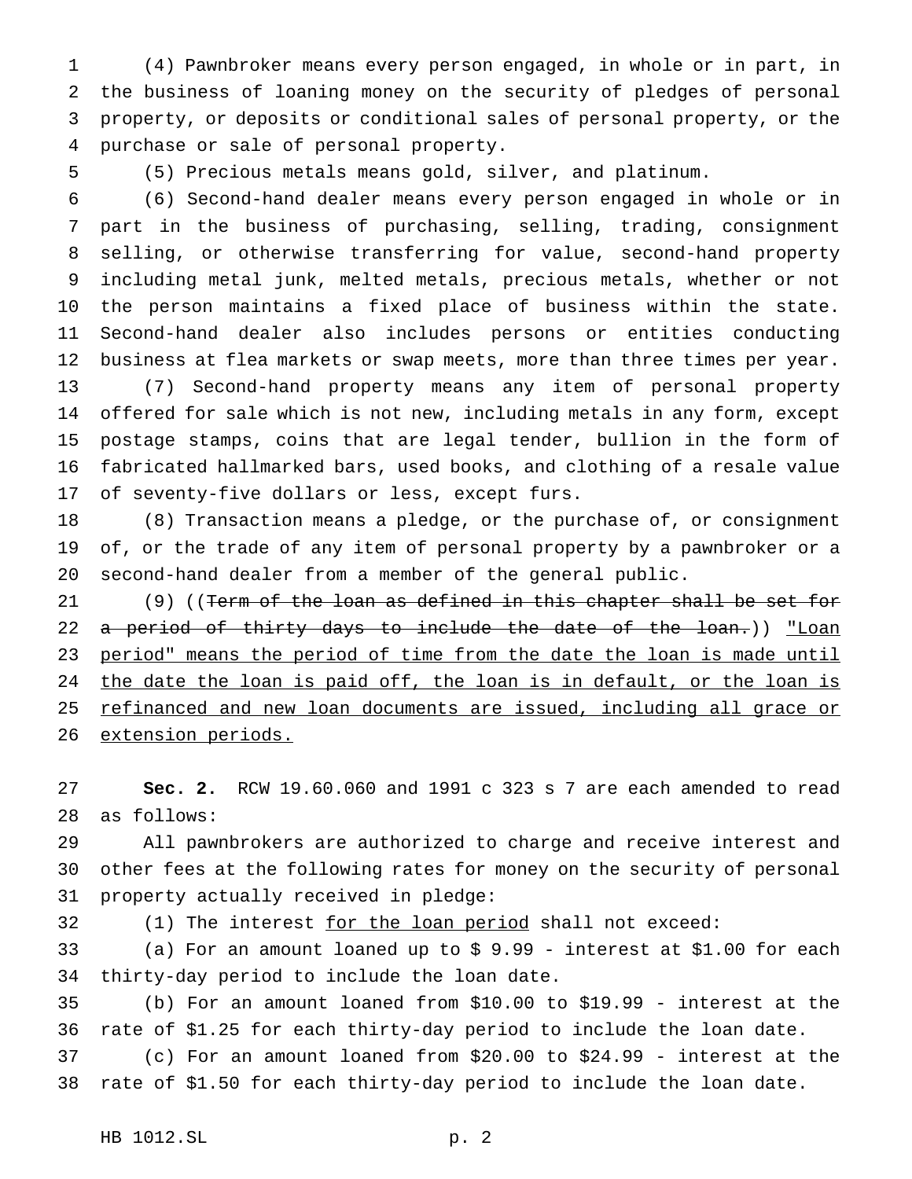(4) Pawnbroker means every person engaged, in whole or in part, in the business of loaning money on the security of pledges of personal property, or deposits or conditional sales of personal property, or the purchase or sale of personal property.

(5) Precious metals means gold, silver, and platinum.

(6) Second-hand dealer means every person engaged in whole or in part in the business of purchasing, selling, trading, consignment selling, or otherwise transferring for value, second-hand property including metal junk, melted metals, precious metals, whether or not the person maintains a fixed place of business within the state. Second-hand dealer also includes persons or entities conducting business at flea markets or swap meets, more than three times per year.

(7) Second-hand property means any item of personal property offered for sale which is not new, including metals in any form, except postage stamps, coins that are legal tender, bullion in the form of fabricated hallmarked bars, used books, and clothing of a resale value of seventy-five dollars or less, except furs.

(8) Transaction means a pledge, or the purchase of, or consignment of, or the trade of any item of personal property by a pawnbroker or a second-hand dealer from a member of the general public.

(9) ((~~Term of the loan as defined in this chapter shall be set for a period of thirty days to include the date of the loan.~~)) <u>"Loan period" means the period of time from the date the loan is made until the date the loan is paid off, the loan is in default, or the loan is refinanced and new loan documents are issued, including all grace or extension periods.</u>

**Sec. 2.** RCW 19.60.060 and 1991 c 323 s 7 are each amended to read as follows:

All pawnbrokers are authorized to charge and receive interest and other fees at the following rates for money on the security of personal property actually received in pledge:

(1) The interest <u>for the loan period</u> shall not exceed:

(a) For an amount loaned up to $ 9.99 - interest at $1.00 for each thirty-day period to include the loan date.

(b) For an amount loaned from $10.00 to $19.99 - interest at the rate of $1.25 for each thirty-day period to include the loan date.

(c) For an amount loaned from $20.00 to $24.99 - interest at the rate of $1.50 for each thirty-day period to include the loan date.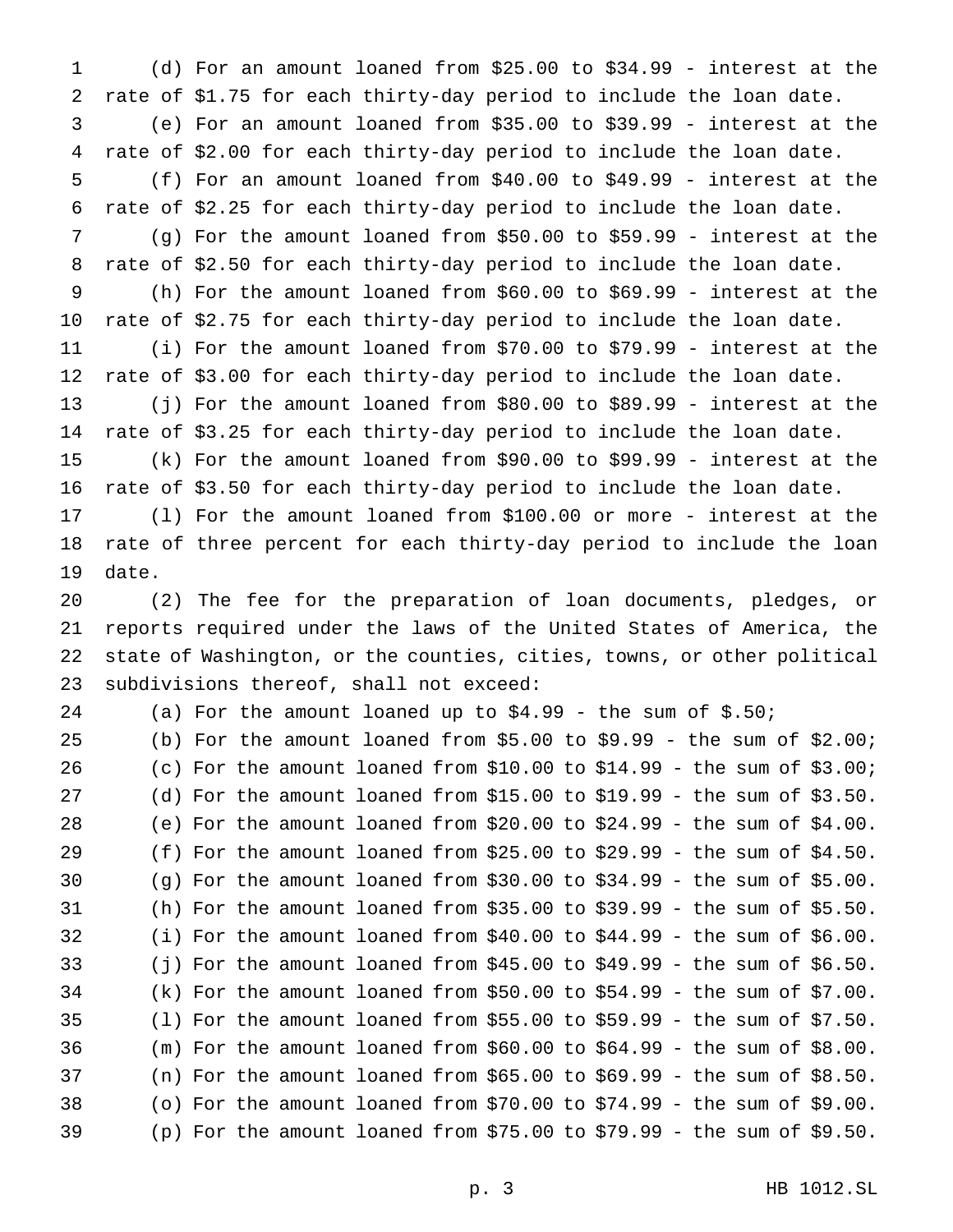(d) For an amount loaned from $25.00 to $34.99 - interest at the rate of $1.75 for each thirty-day period to include the loan date.

(e) For an amount loaned from $35.00 to $39.99 - interest at the rate of $2.00 for each thirty-day period to include the loan date.

(f) For an amount loaned from $40.00 to $49.99 - interest at the rate of $2.25 for each thirty-day period to include the loan date.

(g) For the amount loaned from $50.00 to $59.99 - interest at the rate of $2.50 for each thirty-day period to include the loan date.

(h) For the amount loaned from $60.00 to $69.99 - interest at the rate of $2.75 for each thirty-day period to include the loan date.

(i) For the amount loaned from $70.00 to $79.99 - interest at the rate of $3.00 for each thirty-day period to include the loan date.

(j) For the amount loaned from $80.00 to $89.99 - interest at the rate of $3.25 for each thirty-day period to include the loan date.

(k) For the amount loaned from $90.00 to $99.99 - interest at the rate of $3.50 for each thirty-day period to include the loan date.

(l) For the amount loaned from $100.00 or more - interest at the rate of three percent for each thirty-day period to include the loan date.

(2) The fee for the preparation of loan documents, pledges, or reports required under the laws of the United States of America, the state of Washington, or the counties, cities, towns, or other political subdivisions thereof, shall not exceed:

(a) For the amount loaned up to $4.99 - the sum of $.50;

(b) For the amount loaned from $5.00 to $9.99 - the sum of $2.00;

(c) For the amount loaned from $10.00 to $14.99 - the sum of $3.00;

(d) For the amount loaned from $15.00 to $19.99 - the sum of $3.50.

(e) For the amount loaned from $20.00 to $24.99 - the sum of $4.00.

(f) For the amount loaned from $25.00 to $29.99 - the sum of $4.50.

(g) For the amount loaned from $30.00 to $34.99 - the sum of $5.00.

(h) For the amount loaned from $35.00 to $39.99 - the sum of $5.50.

(i) For the amount loaned from $40.00 to $44.99 - the sum of $6.00.

(j) For the amount loaned from $45.00 to $49.99 - the sum of $6.50.

(k) For the amount loaned from $50.00 to $54.99 - the sum of $7.00.

(l) For the amount loaned from $55.00 to $59.99 - the sum of $7.50.

(m) For the amount loaned from $60.00 to $64.99 - the sum of $8.00.

(n) For the amount loaned from $65.00 to $69.99 - the sum of $8.50.

(o) For the amount loaned from $70.00 to $74.99 - the sum of $9.00.

(p) For the amount loaned from $75.00 to $79.99 - the sum of $9.50.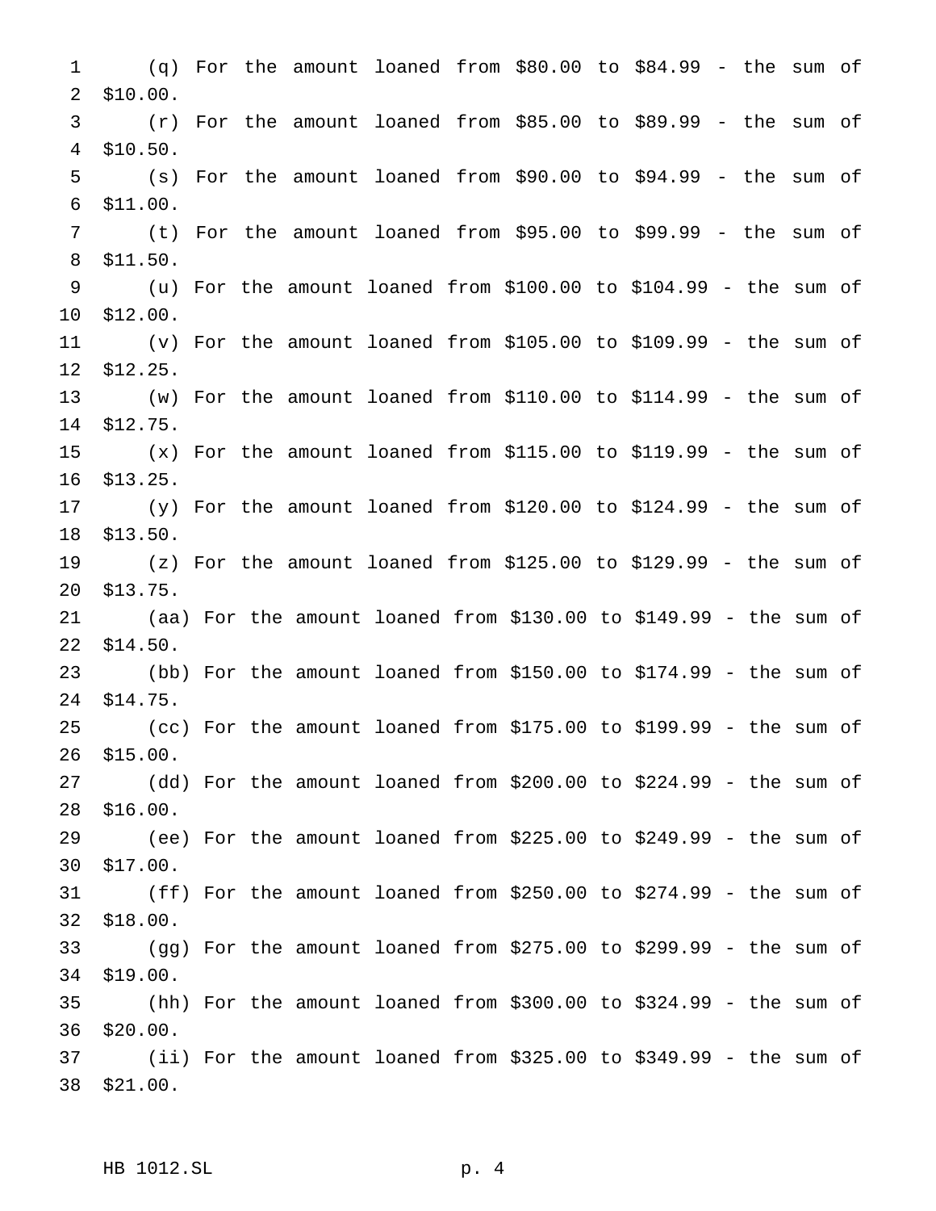(q) For the amount loaned from $80.00 to $84.99 - the sum of $10.00.

(r) For the amount loaned from $85.00 to $89.99 - the sum of $10.50.

(s) For the amount loaned from $90.00 to $94.99 - the sum of $11.00.

(t) For the amount loaned from $95.00 to $99.99 - the sum of $11.50.

(u) For the amount loaned from $100.00 to $104.99 - the sum of $12.00.

(v) For the amount loaned from $105.00 to $109.99 - the sum of $12.25.

(w) For the amount loaned from $110.00 to $114.99 - the sum of $12.75.

(x) For the amount loaned from $115.00 to $119.99 - the sum of $13.25.

(y) For the amount loaned from $120.00 to $124.99 - the sum of $13.50.

(z) For the amount loaned from $125.00 to $129.99 - the sum of $13.75.

(aa) For the amount loaned from $130.00 to $149.99 - the sum of $14.50.

(bb) For the amount loaned from $150.00 to $174.99 - the sum of $14.75.

(cc) For the amount loaned from $175.00 to $199.99 - the sum of $15.00.

(dd) For the amount loaned from $200.00 to $224.99 - the sum of $16.00.

(ee) For the amount loaned from $225.00 to $249.99 - the sum of $17.00.

(ff) For the amount loaned from $250.00 to $274.99 - the sum of $18.00.

(gg) For the amount loaned from $275.00 to $299.99 - the sum of $19.00.

(hh) For the amount loaned from $300.00 to $324.99 - the sum of $20.00.

(ii) For the amount loaned from $325.00 to $349.99 - the sum of $21.00.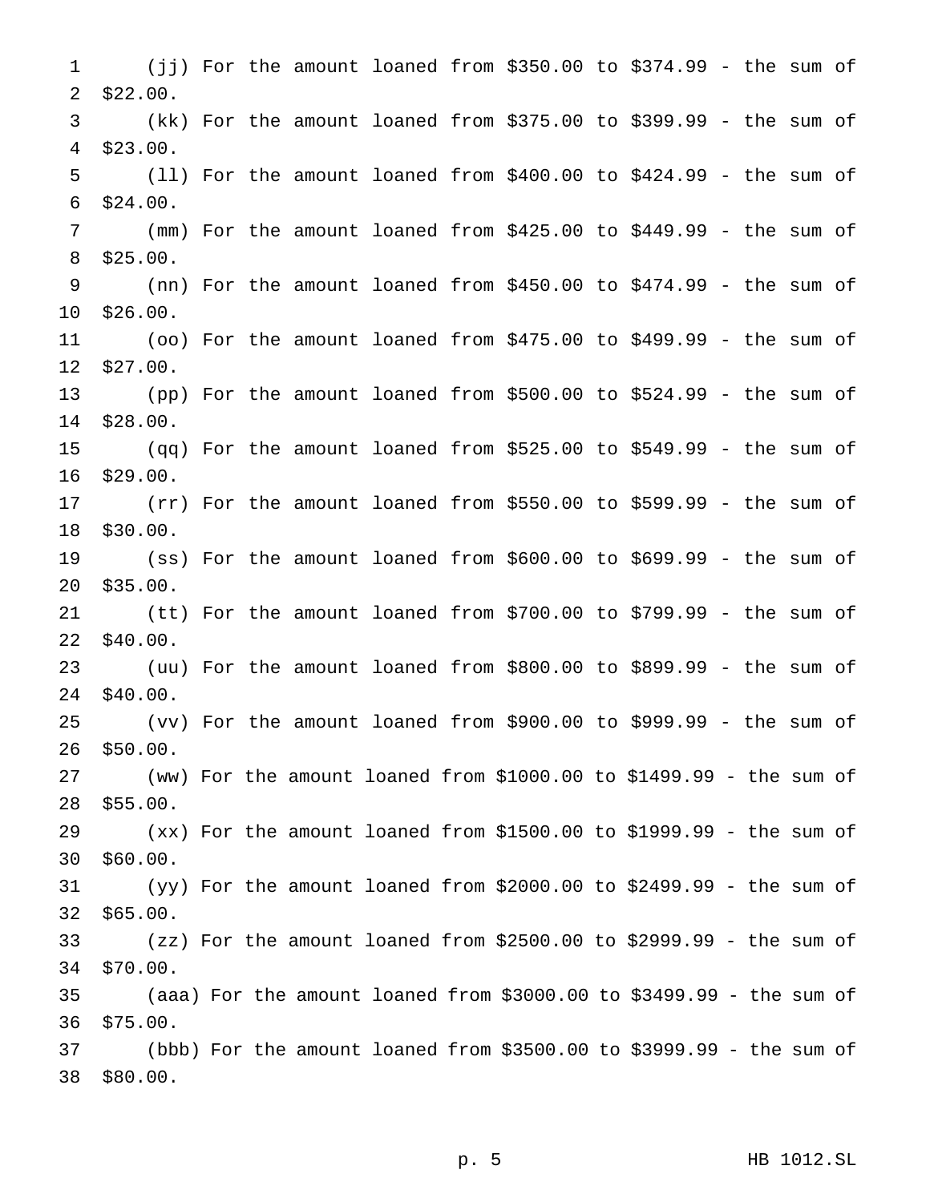(jj) For the amount loaned from $350.00 to $374.99 - the sum of $22.00.

(kk) For the amount loaned from $375.00 to $399.99 - the sum of $23.00.

(ll) For the amount loaned from $400.00 to $424.99 - the sum of $24.00.

(mm) For the amount loaned from $425.00 to $449.99 - the sum of $25.00.

(nn) For the amount loaned from $450.00 to $474.99 - the sum of $26.00.

(oo) For the amount loaned from $475.00 to $499.99 - the sum of $27.00.

(pp) For the amount loaned from $500.00 to $524.99 - the sum of $28.00.

(qq) For the amount loaned from $525.00 to $549.99 - the sum of $29.00.

(rr) For the amount loaned from $550.00 to $599.99 - the sum of $30.00.

(ss) For the amount loaned from $600.00 to $699.99 - the sum of $35.00.

(tt) For the amount loaned from $700.00 to $799.99 - the sum of $40.00.

(uu) For the amount loaned from $800.00 to $899.99 - the sum of $40.00.

(vv) For the amount loaned from $900.00 to $999.99 - the sum of $50.00.

(ww) For the amount loaned from $1000.00 to $1499.99 - the sum of $55.00.

(xx) For the amount loaned from $1500.00 to $1999.99 - the sum of $60.00.

(yy) For the amount loaned from $2000.00 to $2499.99 - the sum of $65.00.

(zz) For the amount loaned from $2500.00 to $2999.99 - the sum of $70.00.

(aaa) For the amount loaned from $3000.00 to $3499.99 - the sum of $75.00.

(bbb) For the amount loaned from $3500.00 to $3999.99 - the sum of $80.00.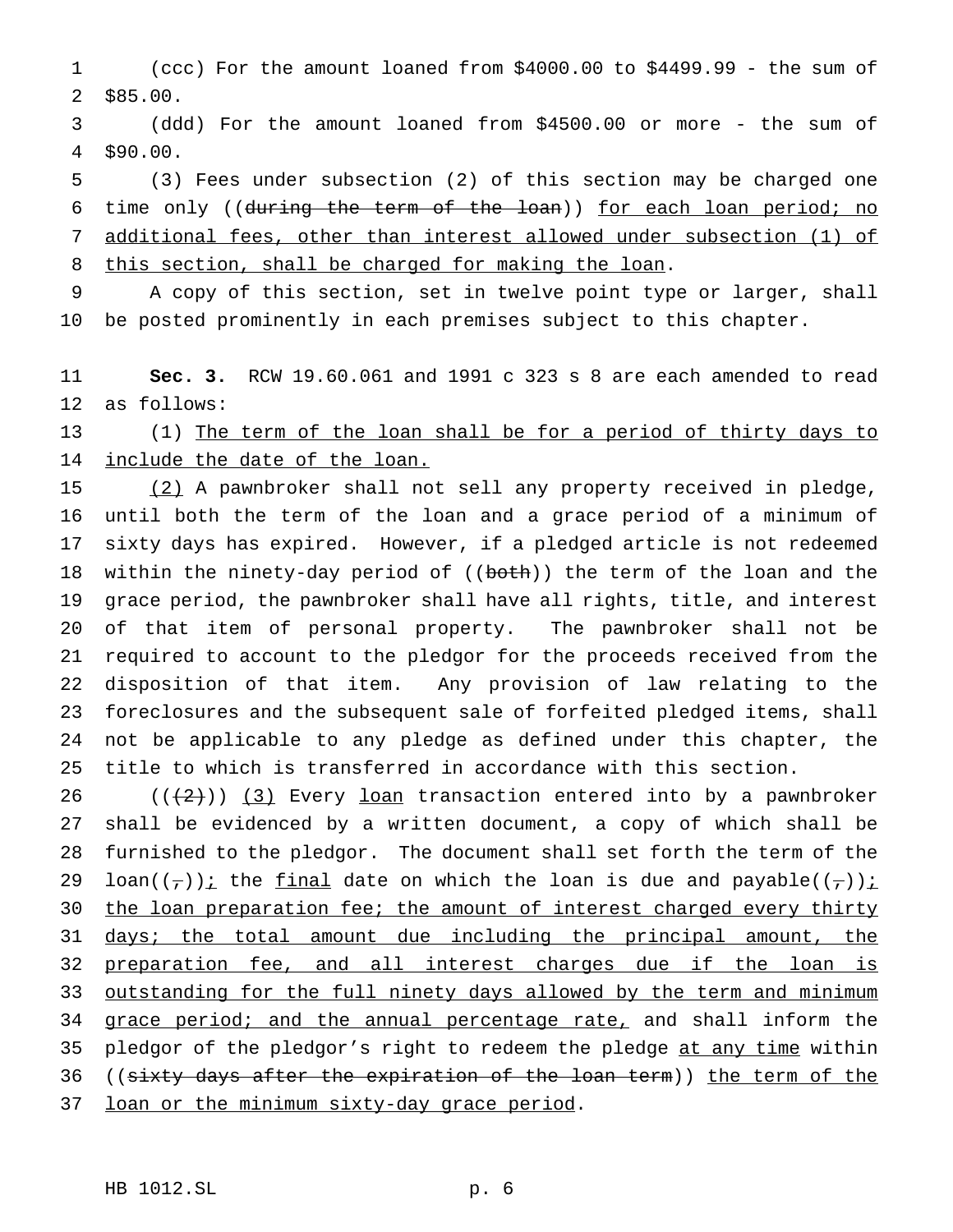(ccc) For the amount loaned from $4000.00 to $4499.99 - the sum of $85.00.

(ddd) For the amount loaned from $4500.00 or more - the sum of $90.00.

(3) Fees under subsection (2) of this section may be charged one time only ((~~during the term of the loan~~)) <u>for each loan period; no additional fees, other than interest allowed under subsection (1) of this section, shall be charged for making the loan</u>.

A copy of this section, set in twelve point type or larger, shall be posted prominently in each premises subject to this chapter.

**Sec. 3.** RCW 19.60.061 and 1991 c 323 s 8 are each amended to read as follows:

(1) <u>The term of the loan shall be for a period of thirty days to include the date of the loan.</u>

<u>(2)</u> A pawnbroker shall not sell any property received in pledge, until both the term of the loan and a grace period of a minimum of sixty days has expired. However, if a pledged article is not redeemed within the ninety-day period of ((~~both~~)) the term of the loan and the grace period, the pawnbroker shall have all rights, title, and interest of that item of personal property. The pawnbroker shall not be required to account to the pledgor for the proceeds received from the disposition of that item. Any provision of law relating to the foreclosures and the subsequent sale of forfeited pledged items, shall not be applicable to any pledge as defined under this chapter, the title to which is transferred in accordance with this section.

((~~(2)~~)) <u>(3)</u> Every <u>loan</u> transaction entered into by a pawnbroker shall be evidenced by a written document, a copy of which shall be furnished to the pledgor. The document shall set forth the term of the loan((~~,~~))<u>;</u> the <u>final</u> date on which the loan is due and payable((~~,~~))<u>; the loan preparation fee; the amount of interest charged every thirty days; the total amount due including the principal amount, the preparation fee, and all interest charges due if the loan is outstanding for the full ninety days allowed by the term and minimum grace period; and the annual percentage rate,</u> and shall inform the pledgor of the pledgor's right to redeem the pledge <u>at any time</u> within ((~~sixty days after the expiration of the loan term~~)) <u>the term of the loan or the minimum sixty-day grace period</u>.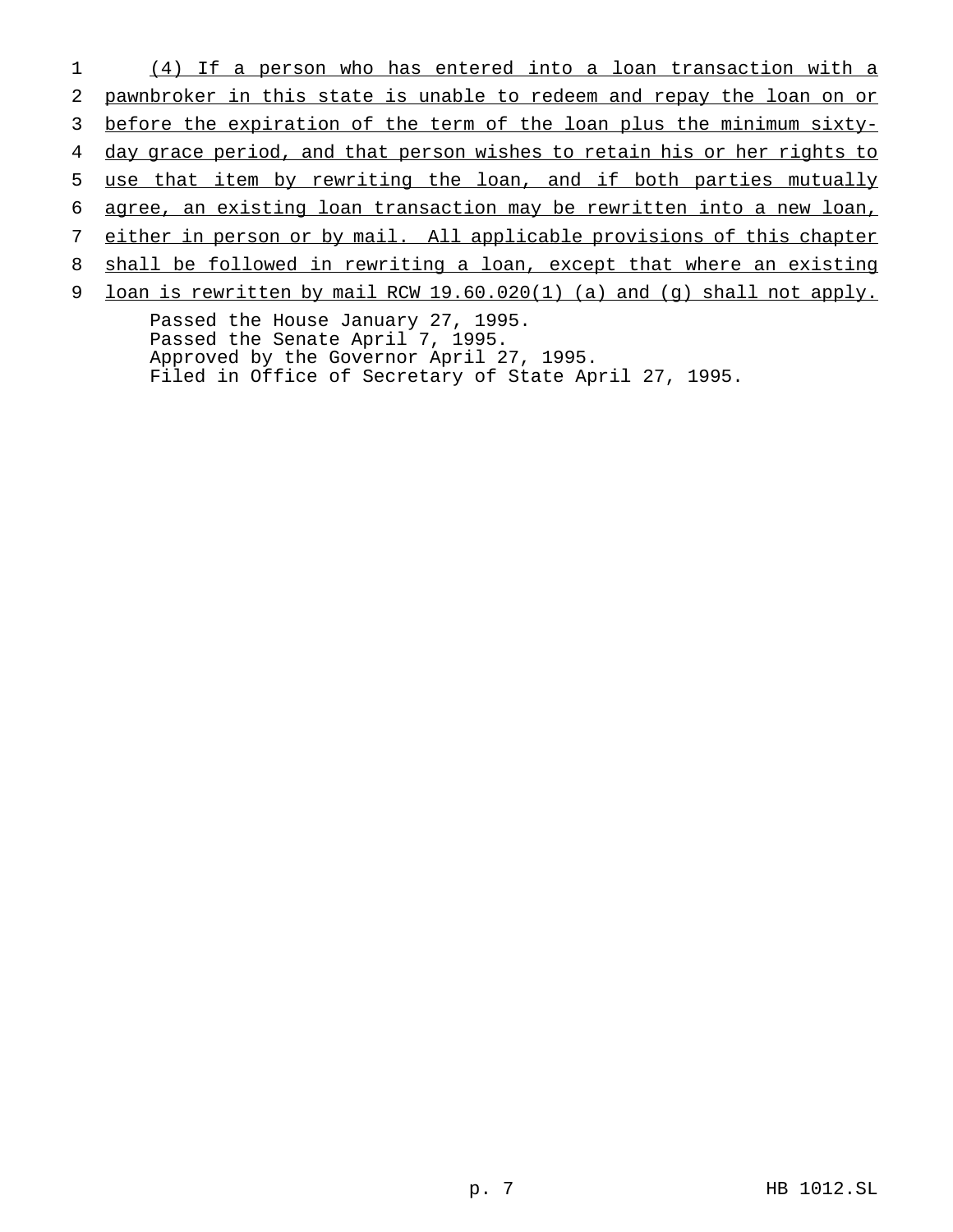(4) If a person who has entered into a loan transaction with a pawnbroker in this state is unable to redeem and repay the loan on or before the expiration of the term of the loan plus the minimum sixty-day grace period, and that person wishes to retain his or her rights to use that item by rewriting the loan, and if both parties mutually agree, an existing loan transaction may be rewritten into a new loan, either in person or by mail. All applicable provisions of this chapter shall be followed in rewriting a loan, except that where an existing loan is rewritten by mail RCW 19.60.020(1) (a) and (g) shall not apply.

Passed the House January 27, 1995.
Passed the Senate April 7, 1995.
Approved by the Governor April 27, 1995.
Filed in Office of Secretary of State April 27, 1995.